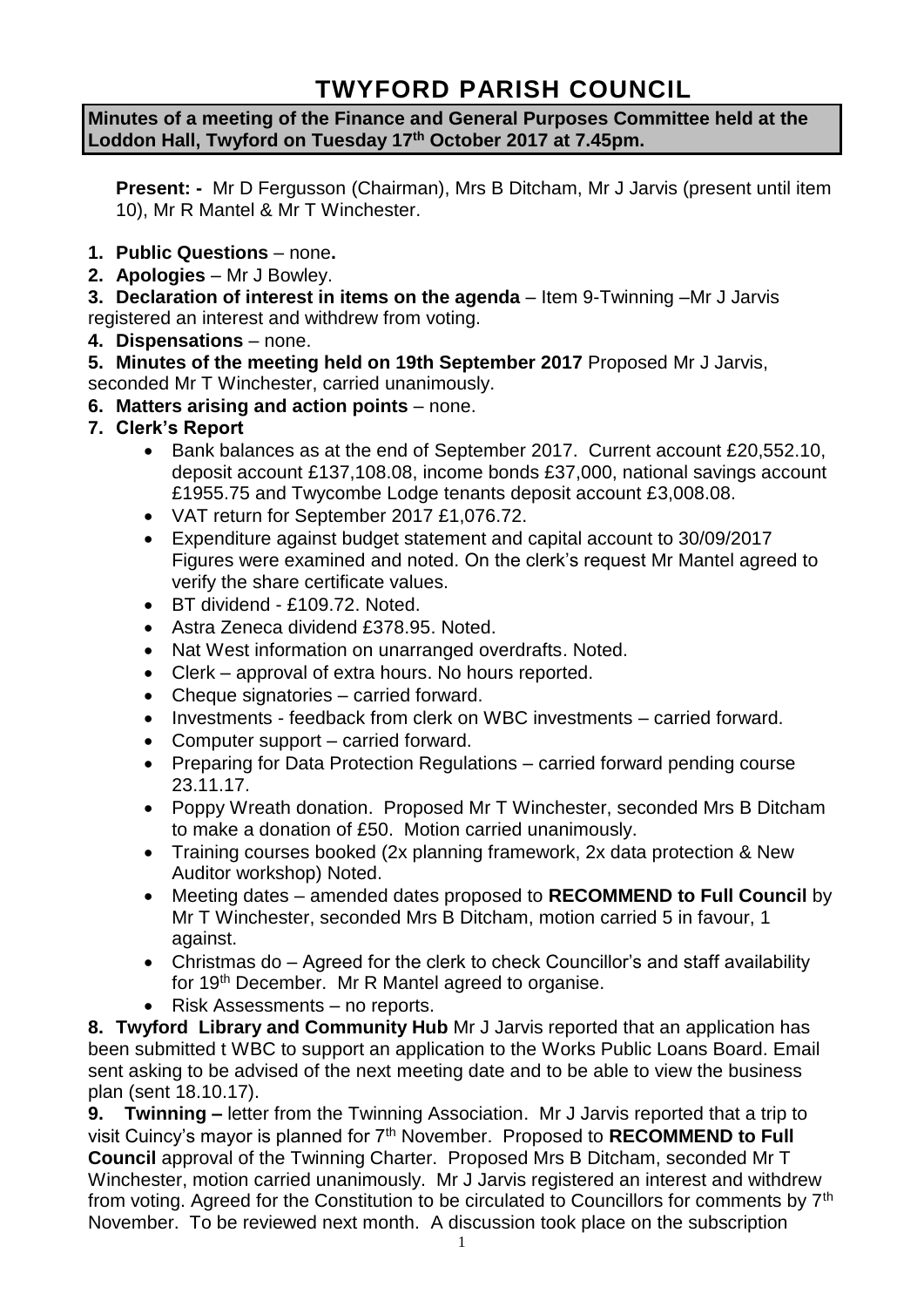# TWYFORD PARISH COUNCIL

**Minutes of a meeting of the Finance and General Purposes Committee held at the Loddon Hall, Twyford on Tuesday 17th October 2017 at 7.45pm.**

**Present: -** Mr D Fergusson (Chairman), Mrs B Ditcham, Mr J Jarvis (present until item 10), Mr R Mantel & Mr T Winchester.

1. **Public Questions** – none**.**
2. **Apologies** – Mr J Bowley.
3. **Declaration of interest in items on the agenda** – Item 9-Twinning –Mr J Jarvis registered an interest and withdrew from voting.
4. **Dispensations** – none.
5. **Minutes of the meeting held on 19th September 2017** Proposed Mr J Jarvis, seconded Mr T Winchester, carried unanimously.
6. **Matters arising and action points** – none.
7. **Clerk's Report**
   - Bank balances as at the end of September 2017. Current account £20,552.10, deposit account £137,108.08, income bonds £37,000, national savings account £1955.75 and Twycombe Lodge tenants deposit account £3,008.08.
   - VAT return for September 2017 £1,076.72.
   - Expenditure against budget statement and capital account to 30/09/2017 Figures were examined and noted. On the clerk's request Mr Mantel agreed to verify the share certificate values.
   - BT dividend - £109.72. Noted.
   - Astra Zeneca dividend £378.95. Noted.
   - Nat West information on unarranged overdrafts. Noted.
   - Clerk – approval of extra hours. No hours reported.
   - Cheque signatories – carried forward.
   - Investments - feedback from clerk on WBC investments – carried forward.
   - Computer support – carried forward.
   - Preparing for Data Protection Regulations – carried forward pending course 23.11.17.
   - Poppy Wreath donation. Proposed Mr T Winchester, seconded Mrs B Ditcham to make a donation of £50. Motion carried unanimously.
   - Training courses booked (2x planning framework, 2x data protection & New Auditor workshop) Noted.
   - Meeting dates – amended dates proposed to **RECOMMEND to Full Council** by Mr T Winchester, seconded Mrs B Ditcham, motion carried 5 in favour, 1 against.
   - Christmas do – Agreed for the clerk to check Councillor's and staff availability for 19th December. Mr R Mantel agreed to organise.
   - Risk Assessments – no reports.

**8. Twyford Library and Community Hub** Mr J Jarvis reported that an application has been submitted t WBC to support an application to the Works Public Loans Board. Email sent asking to be advised of the next meeting date and to be able to view the business plan (sent 18.10.17).

**9. Twinning –** letter from the Twinning Association. Mr J Jarvis reported that a trip to visit Cuincy's mayor is planned for 7th November. Proposed to **RECOMMEND to Full Council** approval of the Twinning Charter. Proposed Mrs B Ditcham, seconded Mr T Winchester, motion carried unanimously. Mr J Jarvis registered an interest and withdrew from voting. Agreed for the Constitution to be circulated to Councillors for comments by 7th November. To be reviewed next month. A discussion took place on the subscription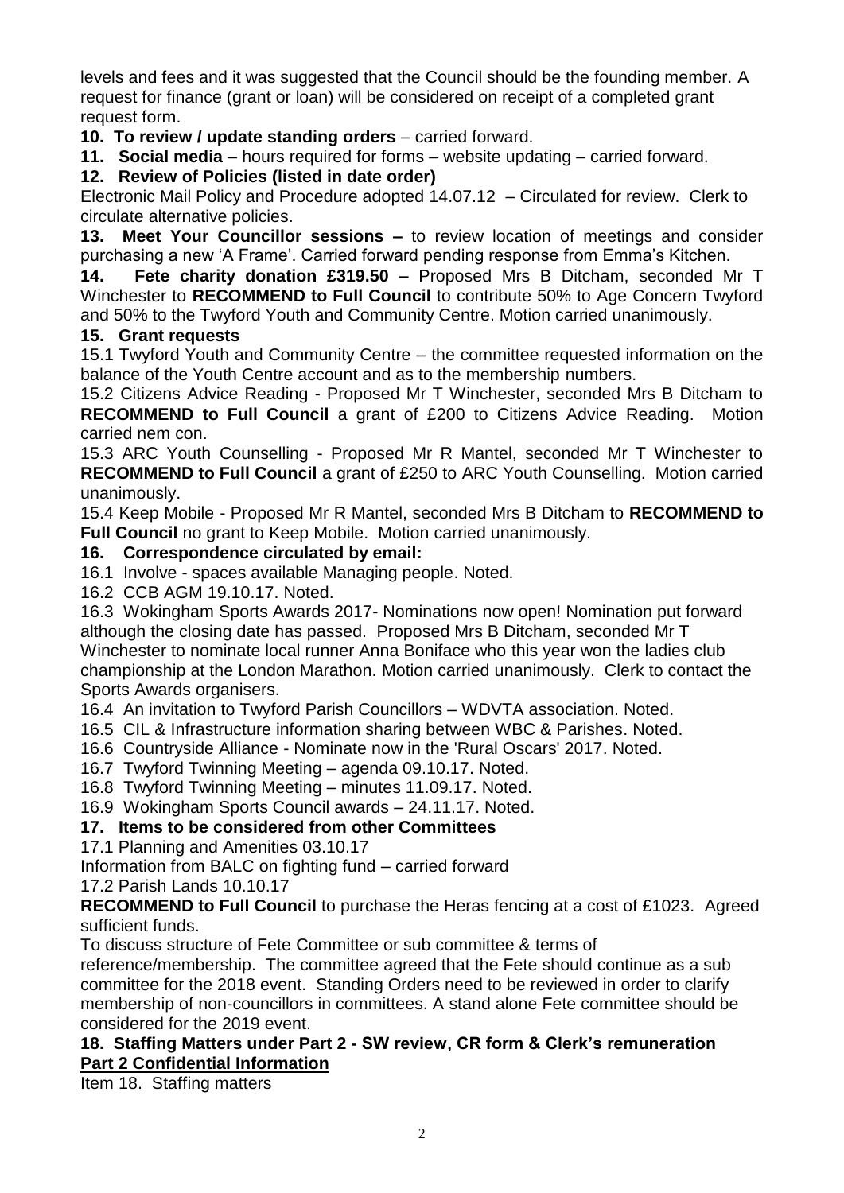levels and fees and it was suggested that the Council should be the founding member. A request for finance (grant or loan) will be considered on receipt of a completed grant request form.

**10. To review / update standing orders** – carried forward.

**11. Social media** – hours required for forms – website updating – carried forward.

**12. Review of Policies (listed in date order)**

Electronic Mail Policy and Procedure adopted 14.07.12 – Circulated for review. Clerk to circulate alternative policies.

**13. Meet Your Councillor sessions –** to review location of meetings and consider purchasing a new 'A Frame'. Carried forward pending response from Emma's Kitchen.

**14. Fete charity donation £319.50 –** Proposed Mrs B Ditcham, seconded Mr T Winchester to **RECOMMEND to Full Council** to contribute 50% to Age Concern Twyford and 50% to the Twyford Youth and Community Centre. Motion carried unanimously.

**15. Grant requests**

15.1 Twyford Youth and Community Centre – the committee requested information on the balance of the Youth Centre account and as to the membership numbers.

15.2 Citizens Advice Reading - Proposed Mr T Winchester, seconded Mrs B Ditcham to **RECOMMEND to Full Council** a grant of £200 to Citizens Advice Reading. Motion carried nem con.

15.3 ARC Youth Counselling - Proposed Mr R Mantel, seconded Mr T Winchester to **RECOMMEND to Full Council** a grant of £250 to ARC Youth Counselling. Motion carried unanimously.

15.4 Keep Mobile - Proposed Mr R Mantel, seconded Mrs B Ditcham to **RECOMMEND to Full Council** no grant to Keep Mobile. Motion carried unanimously.

**16. Correspondence circulated by email:**

16.1 Involve - spaces available Managing people. Noted.

16.2 CCB AGM 19.10.17. Noted.

16.3 Wokingham Sports Awards 2017- Nominations now open! Nomination put forward although the closing date has passed. Proposed Mrs B Ditcham, seconded Mr T Winchester to nominate local runner Anna Boniface who this year won the ladies club championship at the London Marathon. Motion carried unanimously. Clerk to contact the Sports Awards organisers.

16.4 An invitation to Twyford Parish Councillors – WDVTA association. Noted.

16.5 CIL & Infrastructure information sharing between WBC & Parishes. Noted.

16.6 Countryside Alliance - Nominate now in the 'Rural Oscars' 2017. Noted.

16.7 Twyford Twinning Meeting – agenda 09.10.17. Noted.

16.8 Twyford Twinning Meeting – minutes 11.09.17. Noted.

16.9 Wokingham Sports Council awards – 24.11.17. Noted.

**17. Items to be considered from other Committees**

17.1 Planning and Amenities 03.10.17

Information from BALC on fighting fund – carried forward

17.2 Parish Lands 10.10.17

**RECOMMEND to Full Council** to purchase the Heras fencing at a cost of £1023. Agreed sufficient funds.

To discuss structure of Fete Committee or sub committee & terms of reference/membership. The committee agreed that the Fete should continue as a sub committee for the 2018 event. Standing Orders need to be reviewed in order to clarify membership of non-councillors in committees. A stand alone Fete committee should be considered for the 2019 event.

**18. Staffing Matters under Part 2 - SW review, CR form & Clerk's remuneration**

**<u>Part 2 Confidential Information</u>**

Item 18. Staffing matters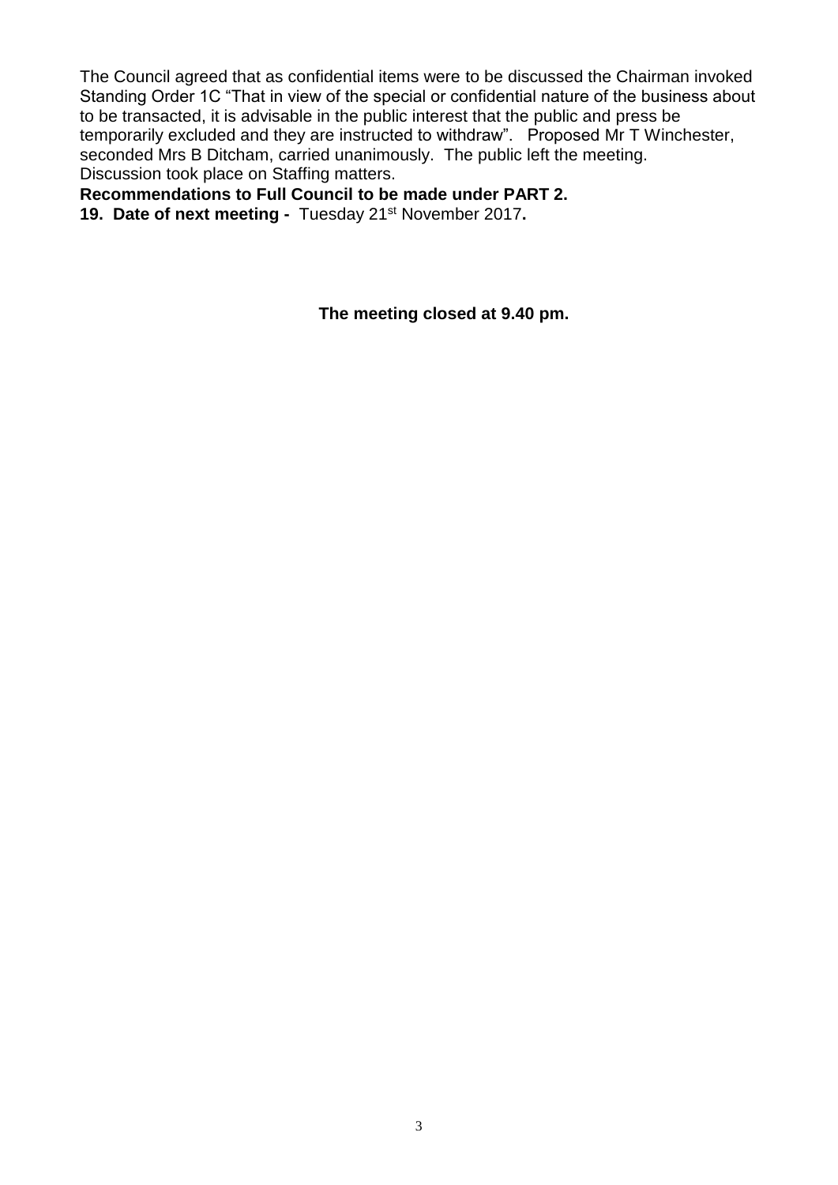The Council agreed that as confidential items were to be discussed the Chairman invoked Standing Order 1C "That in view of the special or confidential nature of the business about to be transacted, it is advisable in the public interest that the public and press be temporarily excluded and they are instructed to withdraw". Proposed Mr T Winchester, seconded Mrs B Ditcham, carried unanimously. The public left the meeting.
Discussion took place on Staffing matters.

**Recommendations to Full Council to be made under PART 2.**

**19. Date of next meeting -** Tuesday 21st November 2017**.**

**The meeting closed at 9.40 pm.**